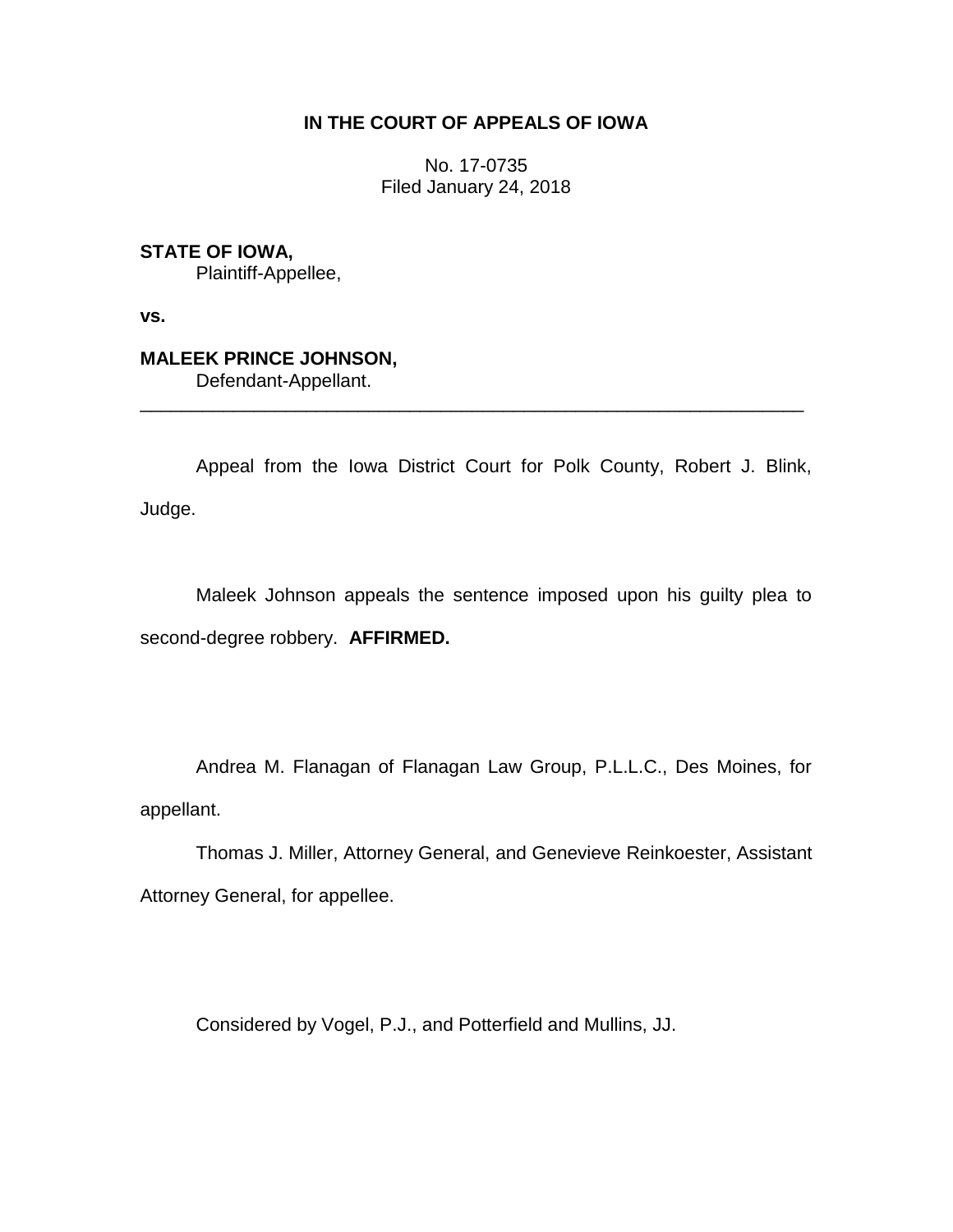**IN THE COURT OF APPEALS OF IOWA**

No. 17-0735
Filed January 24, 2018

**STATE OF IOWA,**
Plaintiff-Appellee,

**vs.**

**MALEEK PRINCE JOHNSON,**
Defendant-Appellant.

---

Appeal from the Iowa District Court for Polk County, Robert J. Blink, Judge.

Maleek Johnson appeals the sentence imposed upon his guilty plea to second-degree robbery. **AFFIRMED.**

Andrea M. Flanagan of Flanagan Law Group, P.L.L.C., Des Moines, for appellant.

Thomas J. Miller, Attorney General, and Genevieve Reinkoester, Assistant Attorney General, for appellee.

Considered by Vogel, P.J., and Potterfield and Mullins, JJ.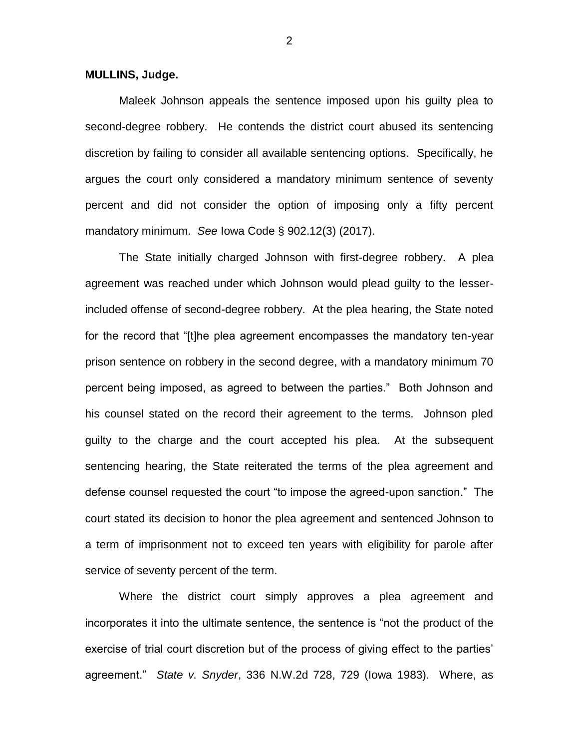**MULLINS, Judge.**

Maleek Johnson appeals the sentence imposed upon his guilty plea to second-degree robbery. He contends the district court abused its sentencing discretion by failing to consider all available sentencing options. Specifically, he argues the court only considered a mandatory minimum sentence of seventy percent and did not consider the option of imposing only a fifty percent mandatory minimum. *See* Iowa Code § 902.12(3) (2017).

The State initially charged Johnson with first-degree robbery. A plea agreement was reached under which Johnson would plead guilty to the lesser-included offense of second-degree robbery. At the plea hearing, the State noted for the record that "[t]he plea agreement encompasses the mandatory ten-year prison sentence on robbery in the second degree, with a mandatory minimum 70 percent being imposed, as agreed to between the parties." Both Johnson and his counsel stated on the record their agreement to the terms. Johnson pled guilty to the charge and the court accepted his plea. At the subsequent sentencing hearing, the State reiterated the terms of the plea agreement and defense counsel requested the court "to impose the agreed-upon sanction." The court stated its decision to honor the plea agreement and sentenced Johnson to a term of imprisonment not to exceed ten years with eligibility for parole after service of seventy percent of the term.

Where the district court simply approves a plea agreement and incorporates it into the ultimate sentence, the sentence is "not the product of the exercise of trial court discretion but of the process of giving effect to the parties' agreement." *State v. Snyder*, 336 N.W.2d 728, 729 (Iowa 1983). Where, as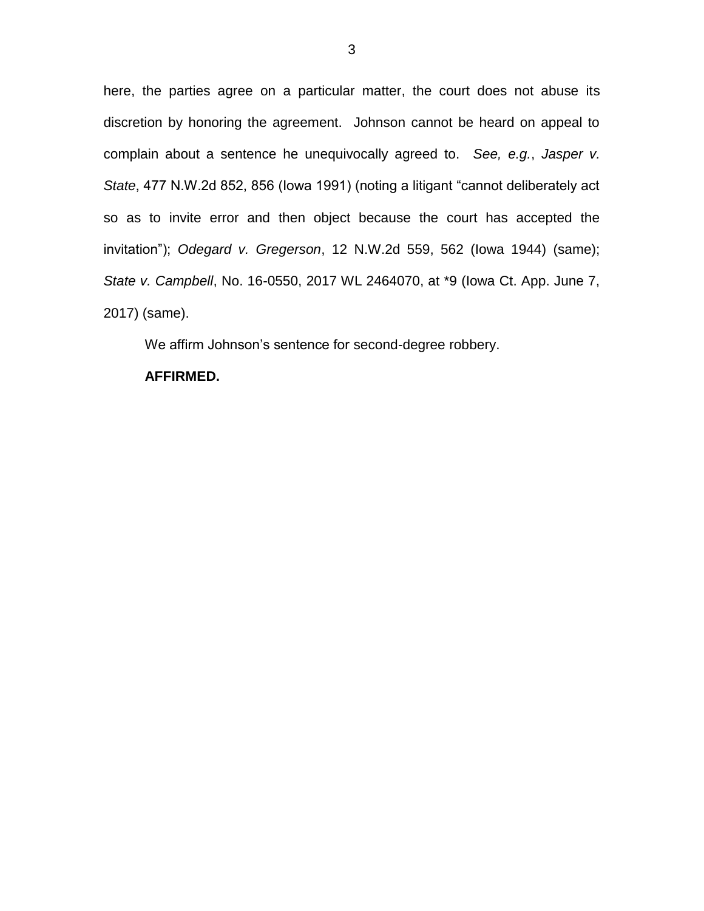here, the parties agree on a particular matter, the court does not abuse its discretion by honoring the agreement. Johnson cannot be heard on appeal to complain about a sentence he unequivocally agreed to. *See, e.g.*, *Jasper v. State*, 477 N.W.2d 852, 856 (Iowa 1991) (noting a litigant "cannot deliberately act so as to invite error and then object because the court has accepted the invitation"); *Odegard v. Gregerson*, 12 N.W.2d 559, 562 (Iowa 1944) (same); *State v. Campbell*, No. 16-0550, 2017 WL 2464070, at *9 (Iowa Ct. App. June 7, 2017) (same).

We affirm Johnson's sentence for second-degree robbery.

**AFFIRMED.**